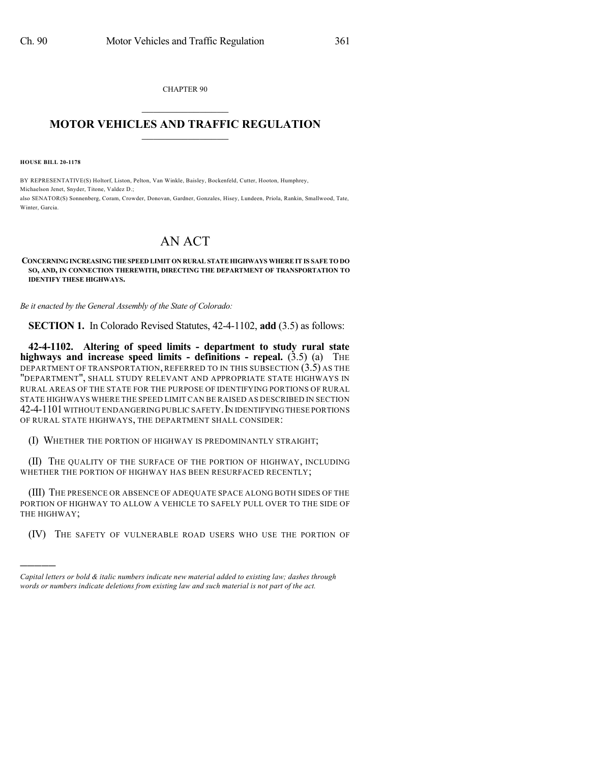CHAPTER 90

# MOTOR VEHICLES AND TRAFFIC REGULATION

**HOUSE BILL 20-1178**

BY REPRESENTATIVE(S) Holtorf, Liston, Pelton, Van Winkle, Baisley, Bockenfeld, Cutter, Hooton, Humphrey, Michaelson Jenet, Snyder, Titone, Valdez D.;
also SENATOR(S) Sonnenberg, Coram, Crowder, Donovan, Gardner, Gonzales, Hisey, Lundeen, Priola, Rankin, Smallwood, Tate, Winter, Garcia.

# AN ACT

**CONCERNING INCREASING THE SPEED LIMIT ON RURAL STATE HIGHWAYS WHERE IT IS SAFE TO DO SO, AND, IN CONNECTION THEREWITH, DIRECTING THE DEPARTMENT OF TRANSPORTATION TO IDENTIFY THESE HIGHWAYS.**

*Be it enacted by the General Assembly of the State of Colorado:*

**SECTION 1.** In Colorado Revised Statutes, 42-4-1102, **add** (3.5) as follows:

**42-4-1102. Altering of speed limits - department to study rural state highways and increase speed limits - definitions - repeal.** (3.5) (a) THE DEPARTMENT OF TRANSPORTATION, REFERRED TO IN THIS SUBSECTION (3.5) AS THE "DEPARTMENT", SHALL STUDY RELEVANT AND APPROPRIATE STATE HIGHWAYS IN RURAL AREAS OF THE STATE FOR THE PURPOSE OF IDENTIFYING PORTIONS OF RURAL STATE HIGHWAYS WHERE THE SPEED LIMIT CAN BE RAISED AS DESCRIBED IN SECTION 42-4-1101 WITHOUT ENDANGERING PUBLIC SAFETY. IN IDENTIFYING THESE PORTIONS OF RURAL STATE HIGHWAYS, THE DEPARTMENT SHALL CONSIDER:

(I) WHETHER THE PORTION OF HIGHWAY IS PREDOMINANTLY STRAIGHT;

(II) THE QUALITY OF THE SURFACE OF THE PORTION OF HIGHWAY, INCLUDING WHETHER THE PORTION OF HIGHWAY HAS BEEN RESURFACED RECENTLY;

(III) THE PRESENCE OR ABSENCE OF ADEQUATE SPACE ALONG BOTH SIDES OF THE PORTION OF HIGHWAY TO ALLOW A VEHICLE TO SAFELY PULL OVER TO THE SIDE OF THE HIGHWAY;

(IV) THE SAFETY OF VULNERABLE ROAD USERS WHO USE THE PORTION OF

---

*Capital letters or bold & italic numbers indicate new material added to existing law; dashes through words or numbers indicate deletions from existing law and such material is not part of the act.*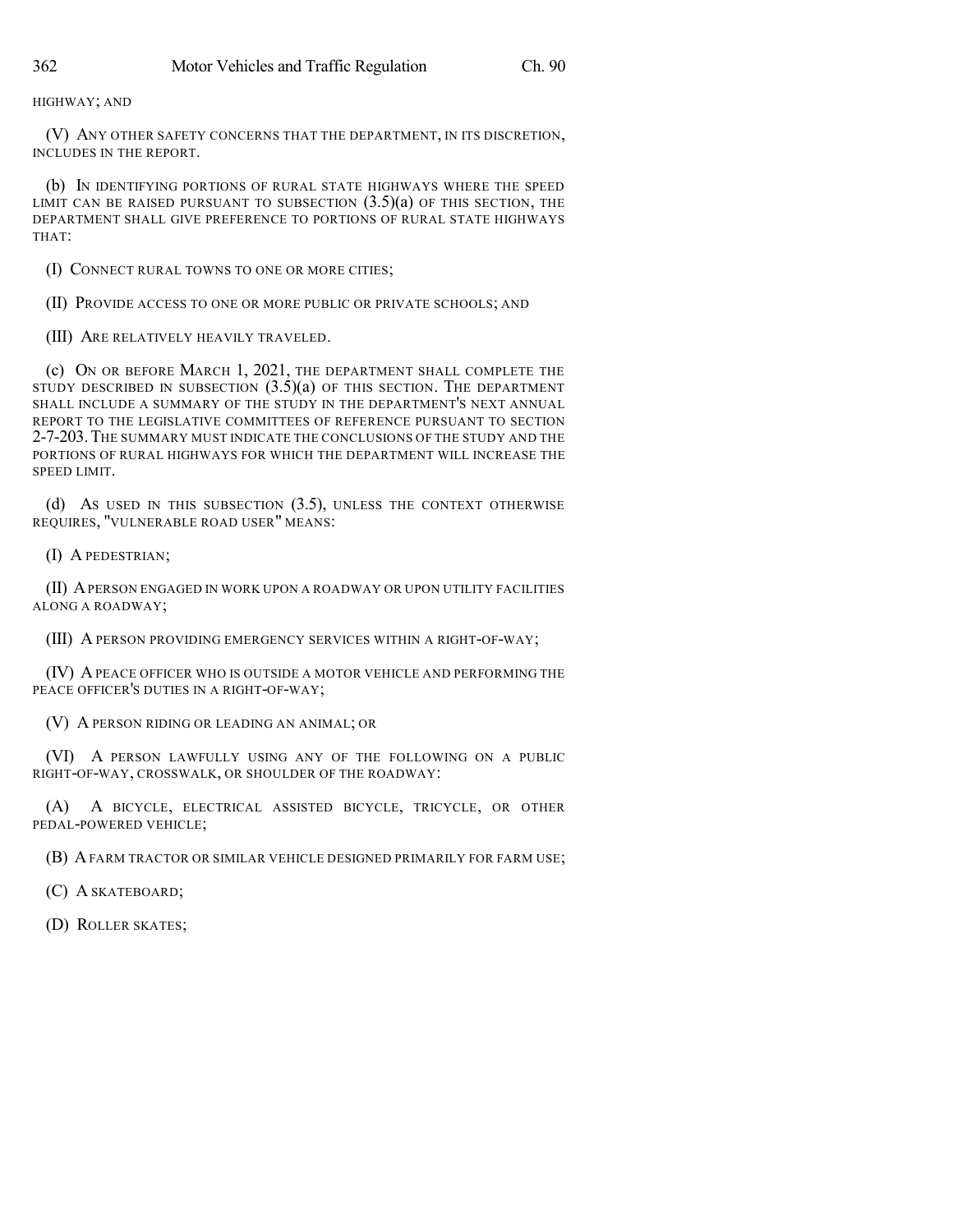HIGHWAY; AND

(V) ANY OTHER SAFETY CONCERNS THAT THE DEPARTMENT, IN ITS DISCRETION, INCLUDES IN THE REPORT.

(b) IN IDENTIFYING PORTIONS OF RURAL STATE HIGHWAYS WHERE THE SPEED LIMIT CAN BE RAISED PURSUANT TO SUBSECTION (3.5)(a) OF THIS SECTION, THE DEPARTMENT SHALL GIVE PREFERENCE TO PORTIONS OF RURAL STATE HIGHWAYS THAT:

(I) CONNECT RURAL TOWNS TO ONE OR MORE CITIES;

(II) PROVIDE ACCESS TO ONE OR MORE PUBLIC OR PRIVATE SCHOOLS; AND

(III) ARE RELATIVELY HEAVILY TRAVELED.

(c) ON OR BEFORE MARCH 1, 2021, THE DEPARTMENT SHALL COMPLETE THE STUDY DESCRIBED IN SUBSECTION (3.5)(a) OF THIS SECTION. THE DEPARTMENT SHALL INCLUDE A SUMMARY OF THE STUDY IN THE DEPARTMENT'S NEXT ANNUAL REPORT TO THE LEGISLATIVE COMMITTEES OF REFERENCE PURSUANT TO SECTION 2-7-203. THE SUMMARY MUST INDICATE THE CONCLUSIONS OF THE STUDY AND THE PORTIONS OF RURAL HIGHWAYS FOR WHICH THE DEPARTMENT WILL INCREASE THE SPEED LIMIT.

(d) AS USED IN THIS SUBSECTION (3.5), UNLESS THE CONTEXT OTHERWISE REQUIRES, "VULNERABLE ROAD USER" MEANS:

(I) A PEDESTRIAN;

(II) A PERSON ENGAGED IN WORK UPON A ROADWAY OR UPON UTILITY FACILITIES ALONG A ROADWAY;

(III) A PERSON PROVIDING EMERGENCY SERVICES WITHIN A RIGHT-OF-WAY;

(IV) A PEACE OFFICER WHO IS OUTSIDE A MOTOR VEHICLE AND PERFORMING THE PEACE OFFICER'S DUTIES IN A RIGHT-OF-WAY;

(V) A PERSON RIDING OR LEADING AN ANIMAL; OR

(VI) A PERSON LAWFULLY USING ANY OF THE FOLLOWING ON A PUBLIC RIGHT-OF-WAY, CROSSWALK, OR SHOULDER OF THE ROADWAY:

(A) A BICYCLE, ELECTRICAL ASSISTED BICYCLE, TRICYCLE, OR OTHER PEDAL-POWERED VEHICLE;

(B) A FARM TRACTOR OR SIMILAR VEHICLE DESIGNED PRIMARILY FOR FARM USE;

(C) A SKATEBOARD;

(D) ROLLER SKATES;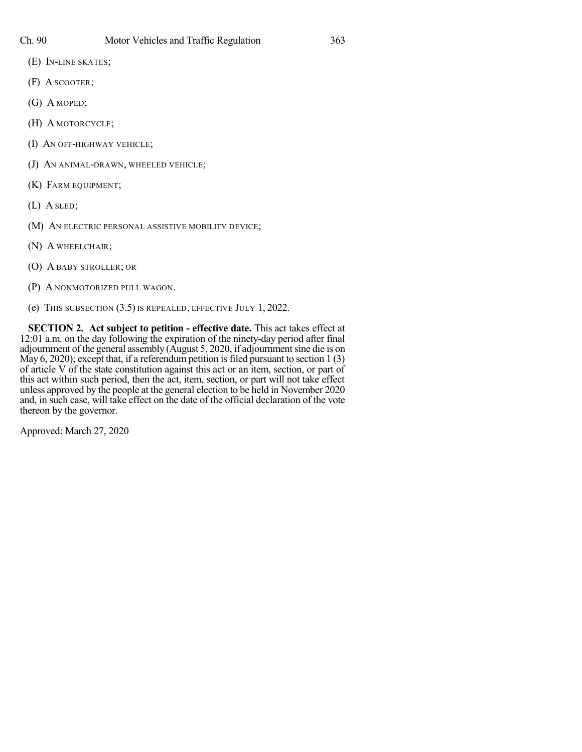(E) IN-LINE SKATES;

(F) A SCOOTER;

(G) A MOPED;

(H) A MOTORCYCLE;

(I) AN OFF-HIGHWAY VEHICLE;

(J) AN ANIMAL-DRAWN, WHEELED VEHICLE;

(K) FARM EQUIPMENT;

(L) A SLED;

(M) AN ELECTRIC PERSONAL ASSISTIVE MOBILITY DEVICE;

(N) A WHEELCHAIR;

(O) A BABY STROLLER; OR

(P) A NONMOTORIZED PULL WAGON.

(e) THIS SUBSECTION (3.5) IS REPEALED, EFFECTIVE JULY 1, 2022.

**SECTION 2. Act subject to petition - effective date.** This act takes effect at 12:01 a.m. on the day following the expiration of the ninety-day period after final adjournment of the general assembly (August 5, 2020, if adjournment sine die is on May 6, 2020); except that, if a referendum petition is filed pursuant to section 1 (3) of article V of the state constitution against this act or an item, section, or part of this act within such period, then the act, item, section, or part will not take effect unless approved by the people at the general election to be held in November 2020 and, in such case, will take effect on the date of the official declaration of the vote thereon by the governor.

Approved: March 27, 2020